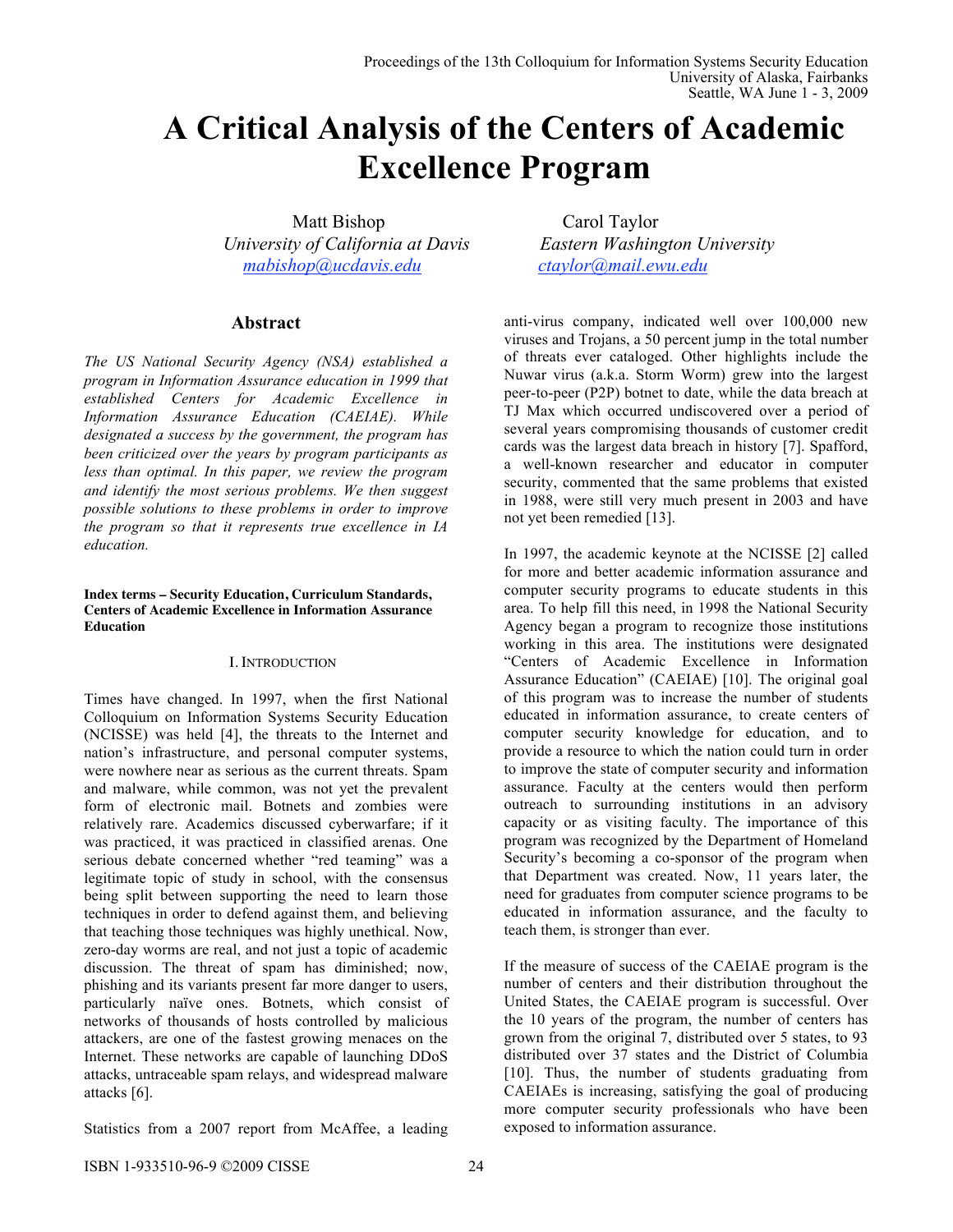# A Critical Analysis of the Centers of Academic Excellence Program

Matt Bishop
*University of California at Davis*
mabishop@ucdavis.edu

Carol Taylor
*Eastern Washington University*
ctaylor@mail.ewu.edu

## Abstract

*The US National Security Agency (NSA) established a program in Information Assurance education in 1999 that established Centers for Academic Excellence in Information Assurance Education (CAEIAE). While designated a success by the government, the program has been criticized over the years by program participants as less than optimal. In this paper, we review the program and identify the most serious problems. We then suggest possible solutions to these problems in order to improve the program so that it represents true excellence in IA education.*

**Index terms – Security Education, Curriculum Standards, Centers of Academic Excellence in Information Assurance Education**

## I. Introduction

Times have changed. In 1997, when the first National Colloquium on Information Systems Security Education (NCISSE) was held [4], the threats to the Internet and nation's infrastructure, and personal computer systems, were nowhere near as serious as the current threats. Spam and malware, while common, was not yet the prevalent form of electronic mail. Botnets and zombies were relatively rare. Academics discussed cyberwarfare; if it was practiced, it was practiced in classified arenas. One serious debate concerned whether "red teaming" was a legitimate topic of study in school, with the consensus being split between supporting the need to learn those techniques in order to defend against them, and believing that teaching those techniques was highly unethical. Now, zero-day worms are real, and not just a topic of academic discussion. The threat of spam has diminished; now, phishing and its variants present far more danger to users, particularly naïve ones. Botnets, which consist of networks of thousands of hosts controlled by malicious attackers, are one of the fastest growing menaces on the Internet. These networks are capable of launching DDoS attacks, untraceable spam relays, and widespread malware attacks [6].

Statistics from a 2007 report from McAffee, a leading anti-virus company, indicated well over 100,000 new viruses and Trojans, a 50 percent jump in the total number of threats ever cataloged. Other highlights include the Nuwar virus (a.k.a. Storm Worm) grew into the largest peer-to-peer (P2P) botnet to date, while the data breach at TJ Max which occurred undiscovered over a period of several years compromising thousands of customer credit cards was the largest data breach in history [7]. Spafford, a well-known researcher and educator in computer security, commented that the same problems that existed in 1988, were still very much present in 2003 and have not yet been remedied [13].

In 1997, the academic keynote at the NCISSE [2] called for more and better academic information assurance and computer security programs to educate students in this area. To help fill this need, in 1998 the National Security Agency began a program to recognize those institutions working in this area. The institutions were designated "Centers of Academic Excellence in Information Assurance Education" (CAEIAE) [10]. The original goal of this program was to increase the number of students educated in information assurance, to create centers of computer security knowledge for education, and to provide a resource to which the nation could turn in order to improve the state of computer security and information assurance. Faculty at the centers would then perform outreach to surrounding institutions in an advisory capacity or as visiting faculty. The importance of this program was recognized by the Department of Homeland Security's becoming a co-sponsor of the program when that Department was created. Now, 11 years later, the need for graduates from computer science programs to be educated in information assurance, and the faculty to teach them, is stronger than ever.

If the measure of success of the CAEIAE program is the number of centers and their distribution throughout the United States, the CAEIAE program is successful. Over the 10 years of the program, the number of centers has grown from the original 7, distributed over 5 states, to 93 distributed over 37 states and the District of Columbia [10]. Thus, the number of students graduating from CAEIAEs is increasing, satisfying the goal of producing more computer security professionals who have been exposed to information assurance.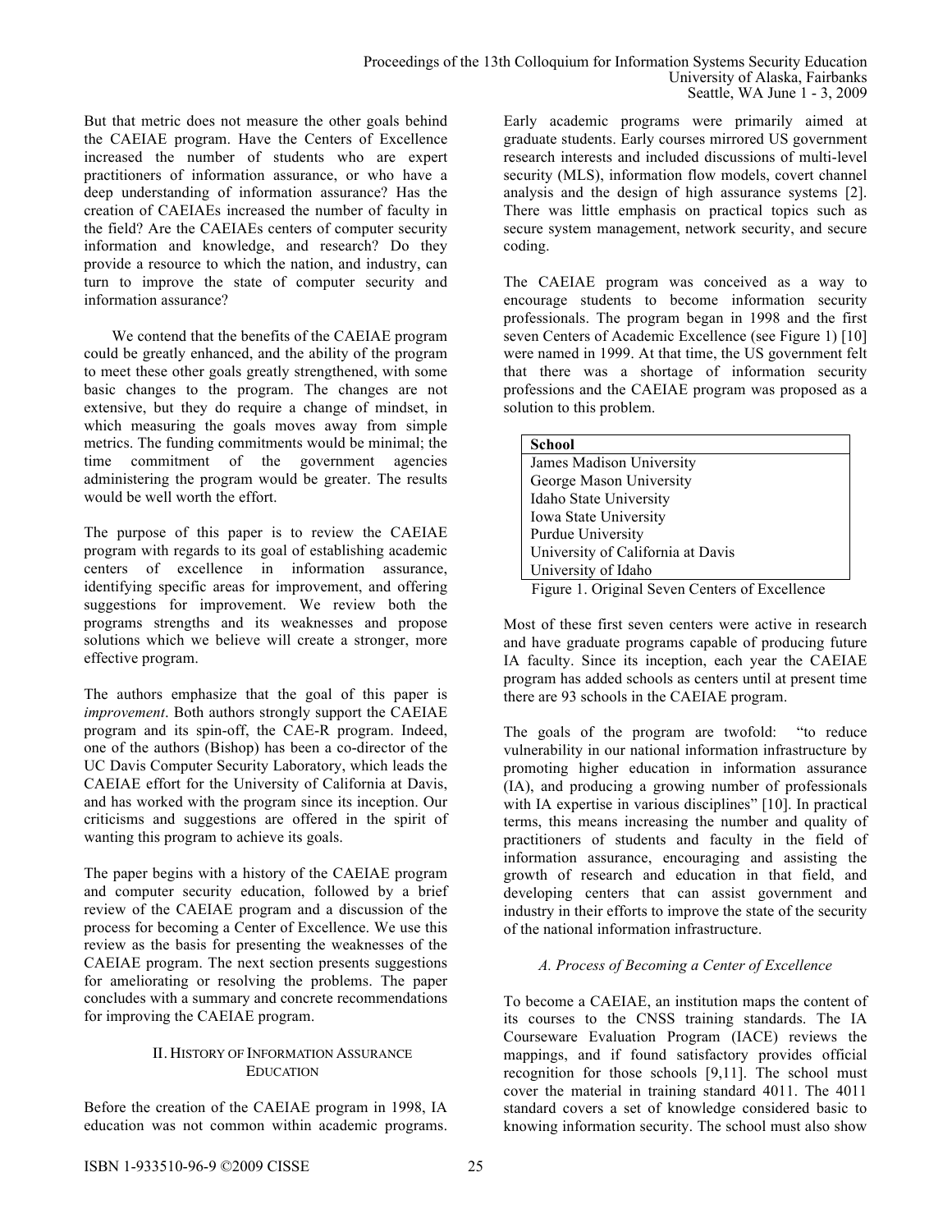But that metric does not measure the other goals behind the CAEIAE program. Have the Centers of Excellence increased the number of students who are expert practitioners of information assurance, or who have a deep understanding of information assurance? Has the creation of CAEIAEs increased the number of faculty in the field? Are the CAEIAEs centers of computer security information and knowledge, and research? Do they provide a resource to which the nation, and industry, can turn to improve the state of computer security and information assurance?

We contend that the benefits of the CAEIAE program could be greatly enhanced, and the ability of the program to meet these other goals greatly strengthened, with some basic changes to the program. The changes are not extensive, but they do require a change of mindset, in which measuring the goals moves away from simple metrics. The funding commitments would be minimal; the time commitment of the government agencies administering the program would be greater. The results would be well worth the effort.

The purpose of this paper is to review the CAEIAE program with regards to its goal of establishing academic centers of excellence in information assurance, identifying specific areas for improvement, and offering suggestions for improvement. We review both the programs strengths and its weaknesses and propose solutions which we believe will create a stronger, more effective program.

The authors emphasize that the goal of this paper is *improvement*. Both authors strongly support the CAEIAE program and its spin-off, the CAE-R program. Indeed, one of the authors (Bishop) has been a co-director of the UC Davis Computer Security Laboratory, which leads the CAEIAE effort for the University of California at Davis, and has worked with the program since its inception. Our criticisms and suggestions are offered in the spirit of wanting this program to achieve its goals.

The paper begins with a history of the CAEIAE program and computer security education, followed by a brief review of the CAEIAE program and a discussion of the process for becoming a Center of Excellence. We use this review as the basis for presenting the weaknesses of the CAEIAE program. The next section presents suggestions for ameliorating or resolving the problems. The paper concludes with a summary and concrete recommendations for improving the CAEIAE program.

## II. History of Information Assurance Education

Before the creation of the CAEIAE program in 1998, IA education was not common within academic programs. Early academic programs were primarily aimed at graduate students. Early courses mirrored US government research interests and included discussions of multi-level security (MLS), information flow models, covert channel analysis and the design of high assurance systems [2]. There was little emphasis on practical topics such as secure system management, network security, and secure coding.

The CAEIAE program was conceived as a way to encourage students to become information security professionals. The program began in 1998 and the first seven Centers of Academic Excellence (see Figure 1) [10] were named in 1999. At that time, the US government felt that there was a shortage of information security professions and the CAEIAE program was proposed as a solution to this problem.

| School |
|---|
| James Madison University |
| George Mason University |
| Idaho State University |
| Iowa State University |
| Purdue University |
| University of California at Davis |
| University of Idaho |

Figure 1. Original Seven Centers of Excellence

Most of these first seven centers were active in research and have graduate programs capable of producing future IA faculty. Since its inception, each year the CAEIAE program has added schools as centers until at present time there are 93 schools in the CAEIAE program.

The goals of the program are twofold: "to reduce vulnerability in our national information infrastructure by promoting higher education in information assurance (IA), and producing a growing number of professionals with IA expertise in various disciplines" [10]. In practical terms, this means increasing the number and quality of practitioners of students and faculty in the field of information assurance, encouraging and assisting the growth of research and education in that field, and developing centers that can assist government and industry in their efforts to improve the state of the security of the national information infrastructure.

### A. Process of Becoming a Center of Excellence

To become a CAEIAE, an institution maps the content of its courses to the CNSS training standards. The IA Courseware Evaluation Program (IACE) reviews the mappings, and if found satisfactory provides official recognition for those schools [9,11]. The school must cover the material in training standard 4011. The 4011 standard covers a set of knowledge considered basic to knowing information security. The school must also show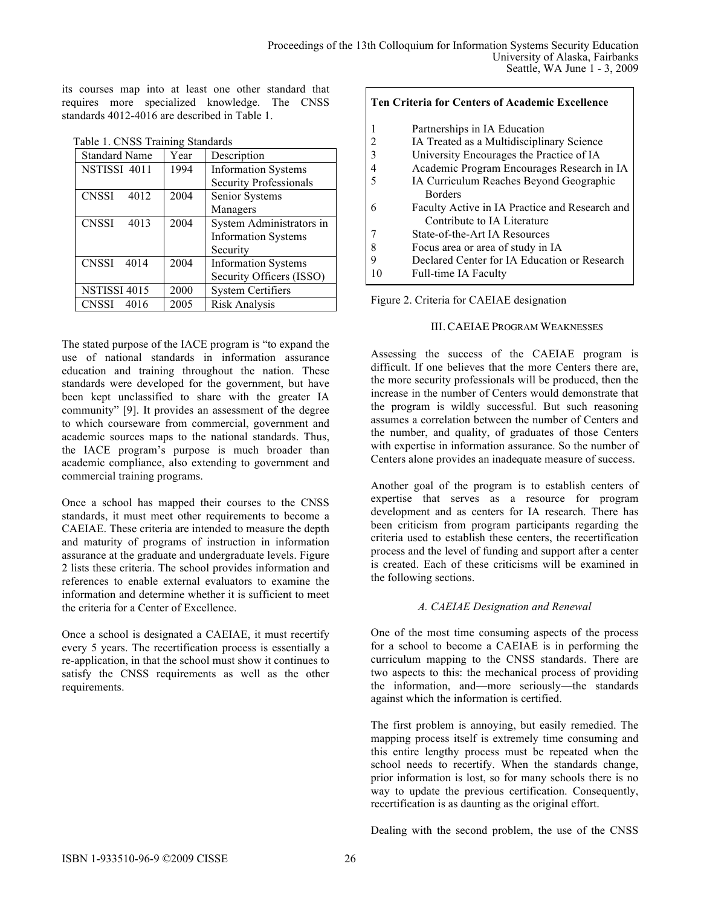its courses map into at least one other standard that requires more specialized knowledge. The CNSS standards 4012-4016 are described in Table 1.

Table 1. CNSS Training Standards

| Standard Name | Year | Description |
|---|---|---|
| NSTISSI 4011 | 1994 | Information Systems Security Professionals |
| CNSSI 4012 | 2004 | Senior Systems Managers |
| CNSSI 4013 | 2004 | System Administrators in Information Systems Security |
| CNSSI 4014 | 2004 | Information Systems Security Officers (ISSO) |
| NSTISSI 4015 | 2000 | System Certifiers |
| CNSSI 4016 | 2005 | Risk Analysis |

The stated purpose of the IACE program is "to expand the use of national standards in information assurance education and training throughout the nation. These standards were developed for the government, but have been kept unclassified to share with the greater IA community" [9]. It provides an assessment of the degree to which courseware from commercial, government and academic sources maps to the national standards. Thus, the IACE program's purpose is much broader than academic compliance, also extending to government and commercial training programs.

Once a school has mapped their courses to the CNSS standards, it must meet other requirements to become a CAEIAE. These criteria are intended to measure the depth and maturity of programs of instruction in information assurance at the graduate and undergraduate levels. Figure 2 lists these criteria. The school provides information and references to enable external evaluators to examine the information and determine whether it is sufficient to meet the criteria for a Center of Excellence.

Once a school is designated a CAEIAE, it must recertify every 5 years. The recertification process is essentially a re-application, in that the school must show it continues to satisfy the CNSS requirements as well as the other requirements.

**Ten Criteria for Centers of Academic Excellence**

1. Partnerships in IA Education
2. IA Treated as a Multidisciplinary Science
3. University Encourages the Practice of IA
4. Academic Program Encourages Research in IA
5. IA Curriculum Reaches Beyond Geographic Borders
6. Faculty Active in IA Practice and Research and Contribute to IA Literature
7. State-of-the-Art IA Resources
8. Focus area or area of study in IA
9. Declared Center for IA Education or Research
10. Full-time IA Faculty

Figure 2. Criteria for CAEIAE designation

## III. CAEIAE Program Weaknesses

Assessing the success of the CAEIAE program is difficult. If one believes that the more Centers there are, the more security professionals will be produced, then the increase in the number of Centers would demonstrate that the program is wildly successful. But such reasoning assumes a correlation between the number of Centers and the number, and quality, of graduates of those Centers with expertise in information assurance. So the number of Centers alone provides an inadequate measure of success.

Another goal of the program is to establish centers of expertise that serves as a resource for program development and as centers for IA research. There has been criticism from program participants regarding the criteria used to establish these centers, the recertification process and the level of funding and support after a center is created. Each of these criticisms will be examined in the following sections.

### *A. CAEIAE Designation and Renewal*

One of the most time consuming aspects of the process for a school to become a CAEIAE is in performing the curriculum mapping to the CNSS standards. There are two aspects to this: the mechanical process of providing the information, and—more seriously—the standards against which the information is certified.

The first problem is annoying, but easily remedied. The mapping process itself is extremely time consuming and this entire lengthy process must be repeated when the school needs to recertify. When the standards change, prior information is lost, so for many schools there is no way to update the previous certification. Consequently, recertification is as daunting as the original effort.

Dealing with the second problem, the use of the CNSS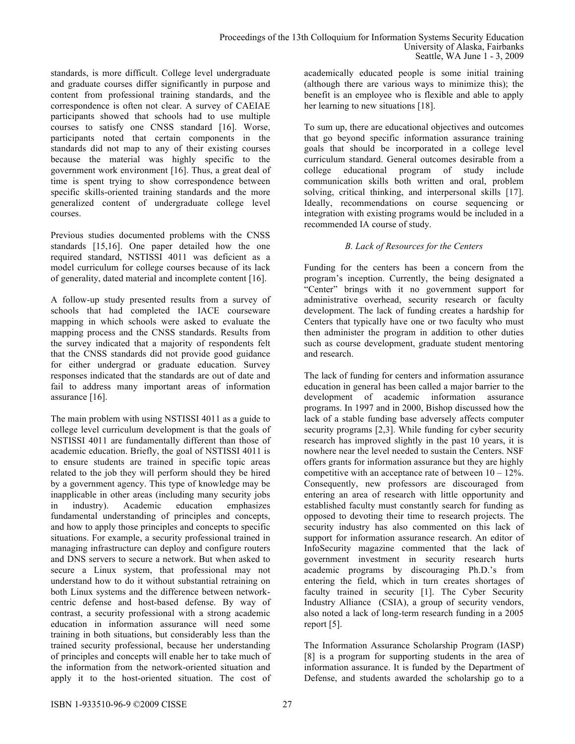standards, is more difficult. College level undergraduate and graduate courses differ significantly in purpose and content from professional training standards, and the correspondence is often not clear. A survey of CAEIAE participants showed that schools had to use multiple courses to satisfy one CNSS standard [16]. Worse, participants noted that certain components in the standards did not map to any of their existing courses because the material was highly specific to the government work environment [16]. Thus, a great deal of time is spent trying to show correspondence between specific skills-oriented training standards and the more generalized content of undergraduate college level courses.

Previous studies documented problems with the CNSS standards [15,16]. One paper detailed how the one required standard, NSTISSI 4011 was deficient as a model curriculum for college courses because of its lack of generality, dated material and incomplete content [16].

A follow-up study presented results from a survey of schools that had completed the IACE courseware mapping in which schools were asked to evaluate the mapping process and the CNSS standards. Results from the survey indicated that a majority of respondents felt that the CNSS standards did not provide good guidance for either undergrad or graduate education. Survey responses indicated that the standards are out of date and fail to address many important areas of information assurance [16].

The main problem with using NSTISSI 4011 as a guide to college level curriculum development is that the goals of NSTISSI 4011 are fundamentally different than those of academic education. Briefly, the goal of NSTISSI 4011 is to ensure students are trained in specific topic areas related to the job they will perform should they be hired by a government agency. This type of knowledge may be inapplicable in other areas (including many security jobs in industry). Academic education emphasizes fundamental understanding of principles and concepts, and how to apply those principles and concepts to specific situations. For example, a security professional trained in managing infrastructure can deploy and configure routers and DNS servers to secure a network. But when asked to secure a Linux system, that professional may not understand how to do it without substantial retraining on both Linux systems and the difference between network-centric defense and host-based defense. By way of contrast, a security professional with a strong academic education in information assurance will need some training in both situations, but considerably less than the trained security professional, because her understanding of principles and concepts will enable her to take much of the information from the network-oriented situation and apply it to the host-oriented situation. The cost of academically educated people is some initial training (although there are various ways to minimize this); the benefit is an employee who is flexible and able to apply her learning to new situations [18].

To sum up, there are educational objectives and outcomes that go beyond specific information assurance training goals that should be incorporated in a college level curriculum standard. General outcomes desirable from a college educational program of study include communication skills both written and oral, problem solving, critical thinking, and interpersonal skills [17]. Ideally, recommendations on course sequencing or integration with existing programs would be included in a recommended IA course of study.

### *B. Lack of Resources for the Centers*

Funding for the centers has been a concern from the program's inception. Currently, the being designated a "Center" brings with it no government support for administrative overhead, security research or faculty development. The lack of funding creates a hardship for Centers that typically have one or two faculty who must then administer the program in addition to other duties such as course development, graduate student mentoring and research.

The lack of funding for centers and information assurance education in general has been called a major barrier to the development of academic information assurance programs. In 1997 and in 2000, Bishop discussed how the lack of a stable funding base adversely affects computer security programs [2,3]. While funding for cyber security research has improved slightly in the past 10 years, it is nowhere near the level needed to sustain the Centers. NSF offers grants for information assurance but they are highly competitive with an acceptance rate of between 10 – 12%. Consequently, new professors are discouraged from entering an area of research with little opportunity and established faculty must constantly search for funding as opposed to devoting their time to research projects. The security industry has also commented on this lack of support for information assurance research. An editor of InfoSecurity magazine commented that the lack of government investment in security research hurts academic programs by discouraging Ph.D.'s from entering the field, which in turn creates shortages of faculty trained in security [1]. The Cyber Security Industry Alliance (CSIA), a group of security vendors, also noted a lack of long-term research funding in a 2005 report [5].

The Information Assurance Scholarship Program (IASP) [8] is a program for supporting students in the area of information assurance. It is funded by the Department of Defense, and students awarded the scholarship go to a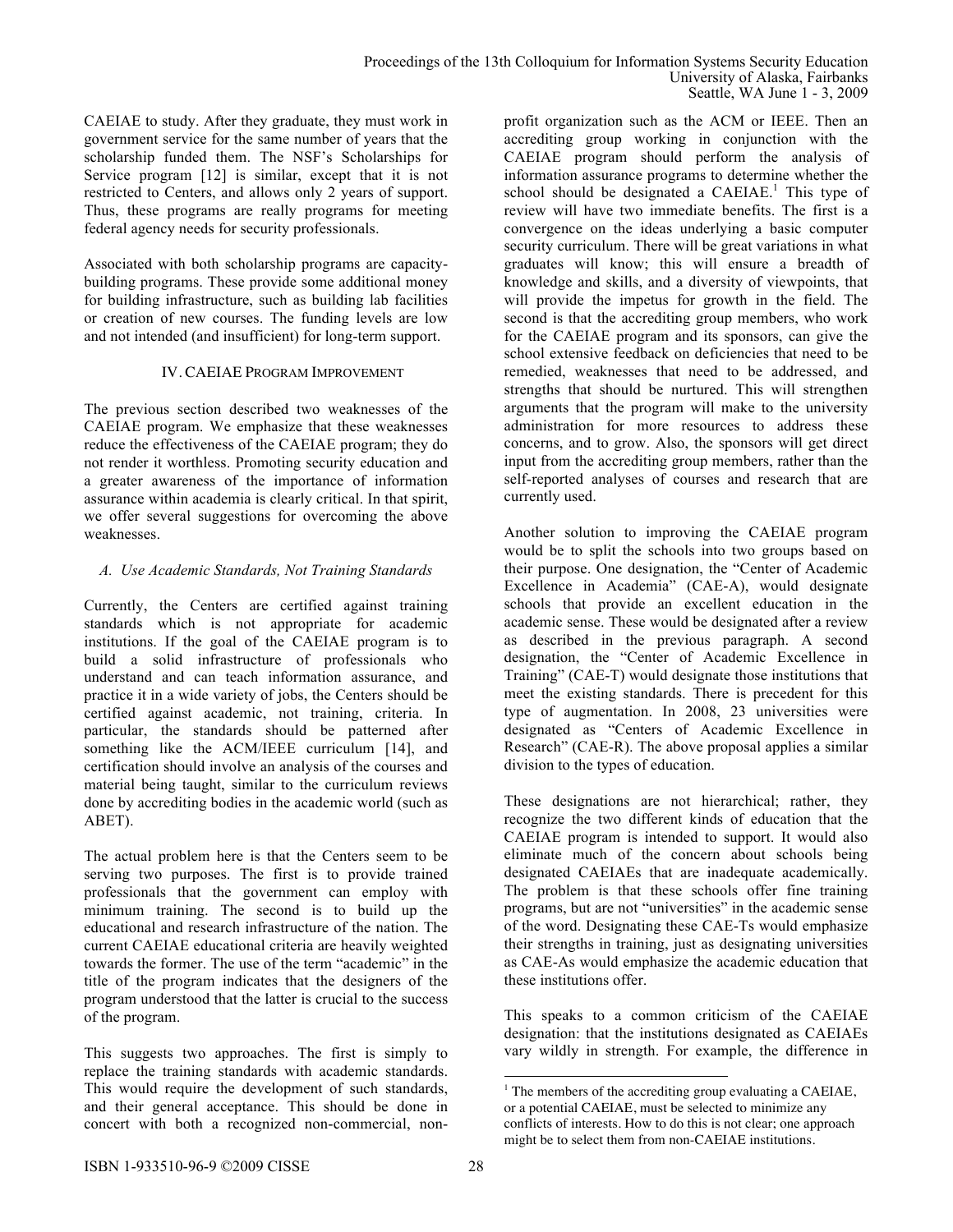CAEIAE to study. After they graduate, they must work in government service for the same number of years that the scholarship funded them. The NSF's Scholarships for Service program [12] is similar, except that it is not restricted to Centers, and allows only 2 years of support. Thus, these programs are really programs for meeting federal agency needs for security professionals.

Associated with both scholarship programs are capacity-building programs. These provide some additional money for building infrastructure, such as building lab facilities or creation of new courses. The funding levels are low and not intended (and insufficient) for long-term support.

## IV. CAEIAE Program Improvement

The previous section described two weaknesses of the CAEIAE program. We emphasize that these weaknesses reduce the effectiveness of the CAEIAE program; they do not render it worthless. Promoting security education and a greater awareness of the importance of information assurance within academia is clearly critical. In that spirit, we offer several suggestions for overcoming the above weaknesses.

### *A. Use Academic Standards, Not Training Standards*

Currently, the Centers are certified against training standards which is not appropriate for academic institutions. If the goal of the CAEIAE program is to build a solid infrastructure of professionals who understand and can teach information assurance, and practice it in a wide variety of jobs, the Centers should be certified against academic, not training, criteria. In particular, the standards should be patterned after something like the ACM/IEEE curriculum [14], and certification should involve an analysis of the courses and material being taught, similar to the curriculum reviews done by accrediting bodies in the academic world (such as ABET).

The actual problem here is that the Centers seem to be serving two purposes. The first is to provide trained professionals that the government can employ with minimum training. The second is to build up the educational and research infrastructure of the nation. The current CAEIAE educational criteria are heavily weighted towards the former. The use of the term "academic" in the title of the program indicates that the designers of the program understood that the latter is crucial to the success of the program.

This suggests two approaches. The first is simply to replace the training standards with academic standards. This would require the development of such standards, and their general acceptance. This should be done in concert with both a recognized non-commercial, non-profit organization such as the ACM or IEEE. Then an accrediting group working in conjunction with the CAEIAE program should perform the analysis of information assurance programs to determine whether the school should be designated a CAEIAE.[1] This type of review will have two immediate benefits. The first is a convergence on the ideas underlying a basic computer security curriculum. There will be great variations in what graduates will know; this will ensure a breadth of knowledge and skills, and a diversity of viewpoints, that will provide the impetus for growth in the field. The second is that the accrediting group members, who work for the CAEIAE program and its sponsors, can give the school extensive feedback on deficiencies that need to be remedied, weaknesses that need to be addressed, and strengths that should be nurtured. This will strengthen arguments that the program will make to the university administration for more resources to address these concerns, and to grow. Also, the sponsors will get direct input from the accrediting group members, rather than the self-reported analyses of courses and research that are currently used.

Another solution to improving the CAEIAE program would be to split the schools into two groups based on their purpose. One designation, the "Center of Academic Excellence in Academia" (CAE-A), would designate schools that provide an excellent education in the academic sense. These would be designated after a review as described in the previous paragraph. A second designation, the "Center of Academic Excellence in Training" (CAE-T) would designate those institutions that meet the existing standards. There is precedent for this type of augmentation. In 2008, 23 universities were designated as "Centers of Academic Excellence in Research" (CAE-R). The above proposal applies a similar division to the types of education.

These designations are not hierarchical; rather, they recognize the two different kinds of education that the CAEIAE program is intended to support. It would also eliminate much of the concern about schools being designated CAEIAEs that are inadequate academically. The problem is that these schools offer fine training programs, but are not "universities" in the academic sense of the word. Designating these CAE-Ts would emphasize their strengths in training, just as designating universities as CAE-As would emphasize the academic education that these institutions offer.

This speaks to a common criticism of the CAEIAE designation: that the institutions designated as CAEIAEs vary wildly in strength. For example, the difference in

[1] The members of the accrediting group evaluating a CAEIAE, or a potential CAEIAE, must be selected to minimize any conflicts of interests. How to do this is not clear; one approach might be to select them from non-CAEIAE institutions.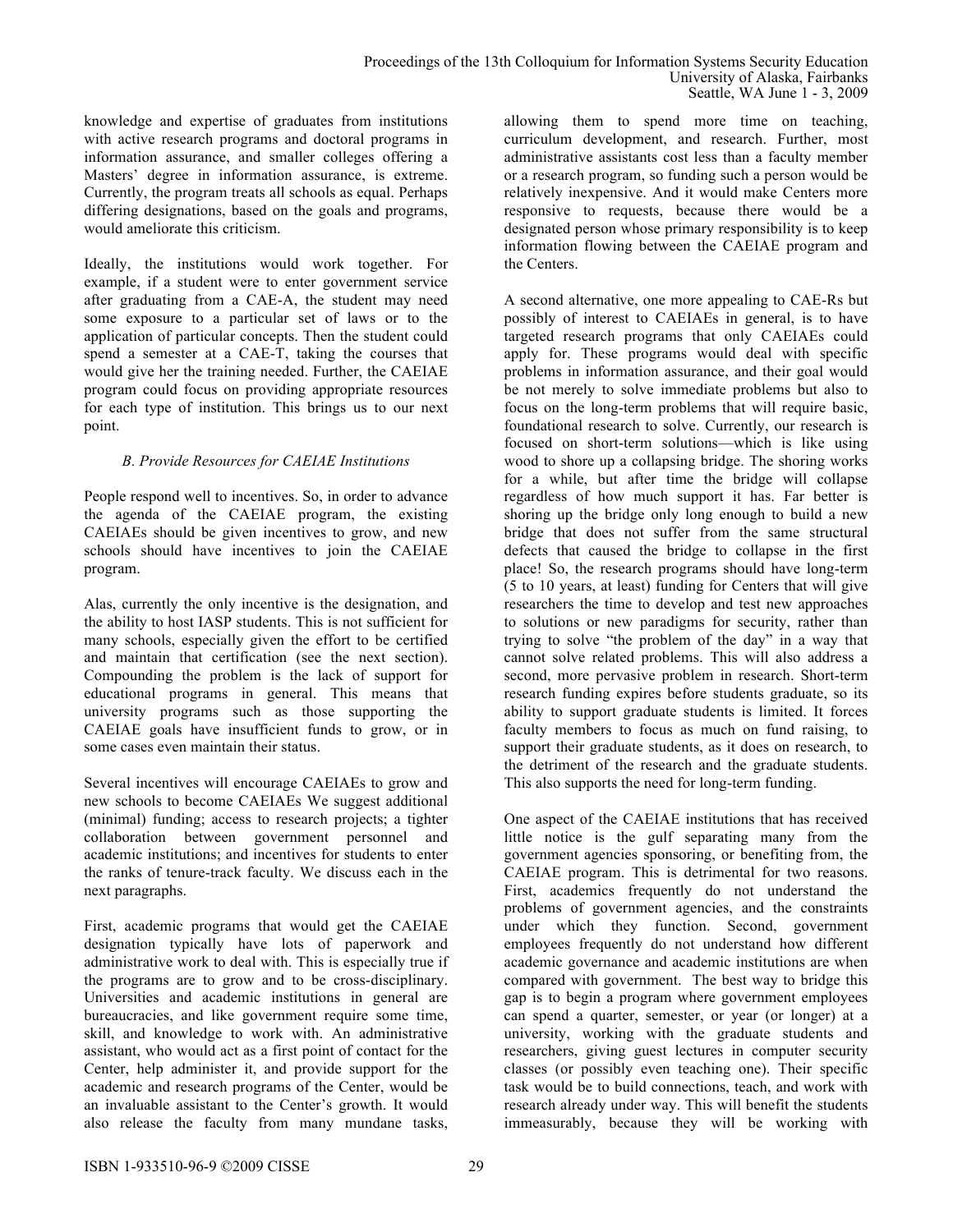knowledge and expertise of graduates from institutions with active research programs and doctoral programs in information assurance, and smaller colleges offering a Masters' degree in information assurance, is extreme. Currently, the program treats all schools as equal. Perhaps differing designations, based on the goals and programs, would ameliorate this criticism.

Ideally, the institutions would work together. For example, if a student were to enter government service after graduating from a CAE-A, the student may need some exposure to a particular set of laws or to the application of particular concepts. Then the student could spend a semester at a CAE-T, taking the courses that would give her the training needed. Further, the CAEIAE program could focus on providing appropriate resources for each type of institution. This brings us to our next point.

### *B. Provide Resources for CAEIAE Institutions*

People respond well to incentives. So, in order to advance the agenda of the CAEIAE program, the existing CAEIAEs should be given incentives to grow, and new schools should have incentives to join the CAEIAE program.

Alas, currently the only incentive is the designation, and the ability to host IASP students. This is not sufficient for many schools, especially given the effort to be certified and maintain that certification (see the next section). Compounding the problem is the lack of support for educational programs in general. This means that university programs such as those supporting the CAEIAE goals have insufficient funds to grow, or in some cases even maintain their status.

Several incentives will encourage CAEIAEs to grow and new schools to become CAEIAEs We suggest additional (minimal) funding; access to research projects; a tighter collaboration between government personnel and academic institutions; and incentives for students to enter the ranks of tenure-track faculty. We discuss each in the next paragraphs.

First, academic programs that would get the CAEIAE designation typically have lots of paperwork and administrative work to deal with. This is especially true if the programs are to grow and to be cross-disciplinary. Universities and academic institutions in general are bureaucracies, and like government require some time, skill, and knowledge to work with. An administrative assistant, who would act as a first point of contact for the Center, help administer it, and provide support for the academic and research programs of the Center, would be an invaluable assistant to the Center's growth. It would also release the faculty from many mundane tasks, allowing them to spend more time on teaching, curriculum development, and research. Further, most administrative assistants cost less than a faculty member or a research program, so funding such a person would be relatively inexpensive. And it would make Centers more responsive to requests, because there would be a designated person whose primary responsibility is to keep information flowing between the CAEIAE program and the Centers.

A second alternative, one more appealing to CAE-Rs but possibly of interest to CAEIAEs in general, is to have targeted research programs that only CAEIAEs could apply for. These programs would deal with specific problems in information assurance, and their goal would be not merely to solve immediate problems but also to focus on the long-term problems that will require basic, foundational research to solve. Currently, our research is focused on short-term solutions—which is like using wood to shore up a collapsing bridge. The shoring works for a while, but after time the bridge will collapse regardless of how much support it has. Far better is shoring up the bridge only long enough to build a new bridge that does not suffer from the same structural defects that caused the bridge to collapse in the first place! So, the research programs should have long-term (5 to 10 years, at least) funding for Centers that will give researchers the time to develop and test new approaches to solutions or new paradigms for security, rather than trying to solve "the problem of the day" in a way that cannot solve related problems. This will also address a second, more pervasive problem in research. Short-term research funding expires before students graduate, so its ability to support graduate students is limited. It forces faculty members to focus as much on fund raising, to support their graduate students, as it does on research, to the detriment of the research and the graduate students. This also supports the need for long-term funding.

One aspect of the CAEIAE institutions that has received little notice is the gulf separating many from the government agencies sponsoring, or benefiting from, the CAEIAE program. This is detrimental for two reasons. First, academics frequently do not understand the problems of government agencies, and the constraints under which they function. Second, government employees frequently do not understand how different academic governance and academic institutions are when compared with government. The best way to bridge this gap is to begin a program where government employees can spend a quarter, semester, or year (or longer) at a university, working with the graduate students and researchers, giving guest lectures in computer security classes (or possibly even teaching one). Their specific task would be to build connections, teach, and work with research already under way. This will benefit the students immeasurably, because they will be working with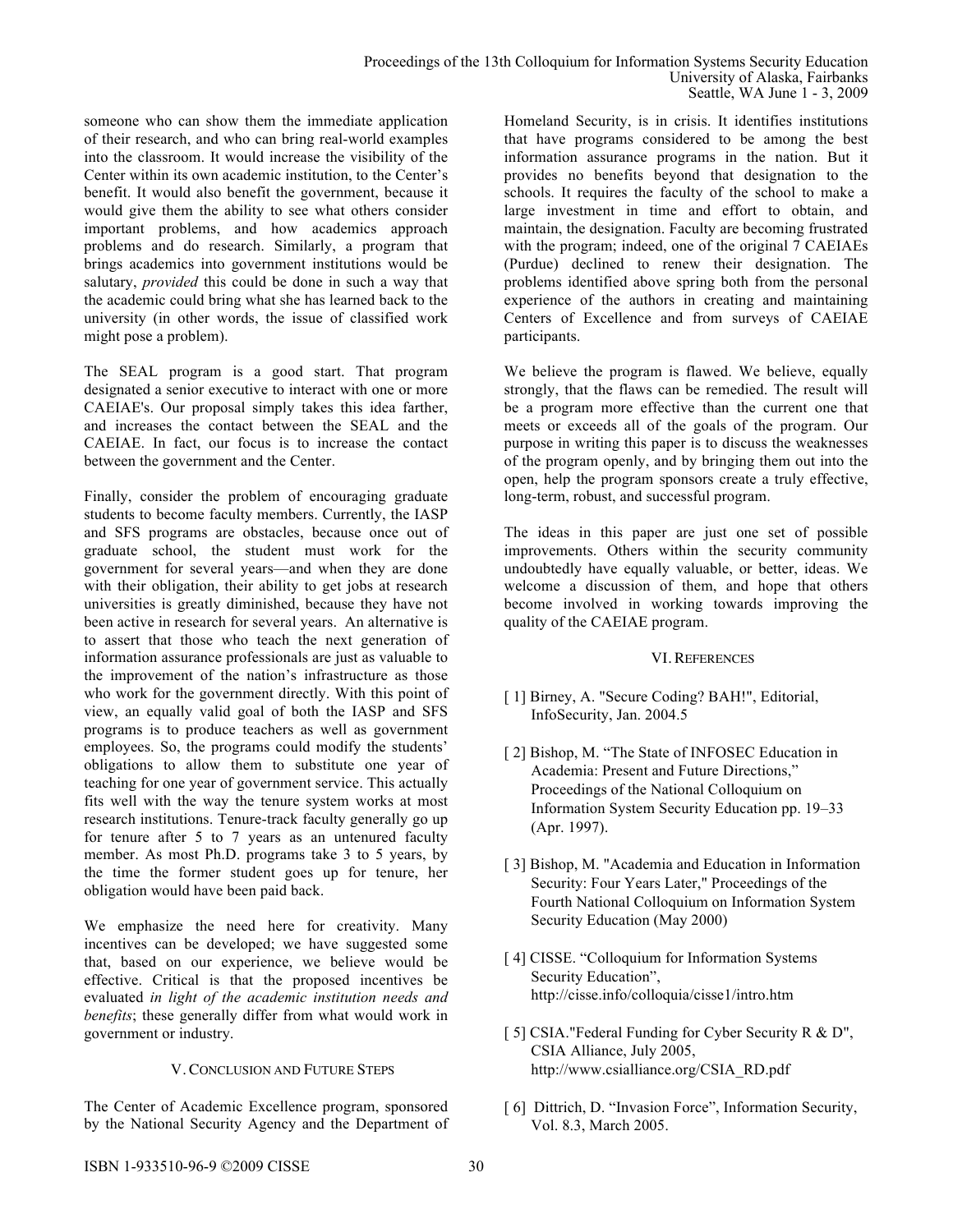someone who can show them the immediate application of their research, and who can bring real-world examples into the classroom. It would increase the visibility of the Center within its own academic institution, to the Center's benefit. It would also benefit the government, because it would give them the ability to see what others consider important problems, and how academics approach problems and do research. Similarly, a program that brings academics into government institutions would be salutary, *provided* this could be done in such a way that the academic could bring what she has learned back to the university (in other words, the issue of classified work might pose a problem).

The SEAL program is a good start. That program designated a senior executive to interact with one or more CAEIAE's. Our proposal simply takes this idea farther, and increases the contact between the SEAL and the CAEIAE. In fact, our focus is to increase the contact between the government and the Center.

Finally, consider the problem of encouraging graduate students to become faculty members. Currently, the IASP and SFS programs are obstacles, because once out of graduate school, the student must work for the government for several years—and when they are done with their obligation, their ability to get jobs at research universities is greatly diminished, because they have not been active in research for several years. An alternative is to assert that those who teach the next generation of information assurance professionals are just as valuable to the improvement of the nation's infrastructure as those who work for the government directly. With this point of view, an equally valid goal of both the IASP and SFS programs is to produce teachers as well as government employees. So, the programs could modify the students' obligations to allow them to substitute one year of teaching for one year of government service. This actually fits well with the way the tenure system works at most research institutions. Tenure-track faculty generally go up for tenure after 5 to 7 years as an untenured faculty member. As most Ph.D. programs take 3 to 5 years, by the time the former student goes up for tenure, her obligation would have been paid back.

We emphasize the need here for creativity. Many incentives can be developed; we have suggested some that, based on our experience, we believe would be effective. Critical is that the proposed incentives be evaluated *in light of the academic institution needs and benefits*; these generally differ from what would work in government or industry.

## V. Conclusion and Future Steps

The Center of Academic Excellence program, sponsored by the National Security Agency and the Department of Homeland Security, is in crisis. It identifies institutions that have programs considered to be among the best information assurance programs in the nation. But it provides no benefits beyond that designation to the schools. It requires the faculty of the school to make a large investment in time and effort to obtain, and maintain, the designation. Faculty are becoming frustrated with the program; indeed, one of the original 7 CAEIAEs (Purdue) declined to renew their designation. The problems identified above spring both from the personal experience of the authors in creating and maintaining Centers of Excellence and from surveys of CAEIAE participants.

We believe the program is flawed. We believe, equally strongly, that the flaws can be remedied. The result will be a program more effective than the current one that meets or exceeds all of the goals of the program. Our purpose in writing this paper is to discuss the weaknesses of the program openly, and by bringing them out into the open, help the program sponsors create a truly effective, long-term, robust, and successful program.

The ideas in this paper are just one set of possible improvements. Others within the security community undoubtedly have equally valuable, or better, ideas. We welcome a discussion of them, and hope that others become involved in working towards improving the quality of the CAEIAE program.

## VI. References

[ 1] Birney, A. "Secure Coding? BAH!", Editorial, InfoSecurity, Jan. 2004.5

[ 2] Bishop, M. "The State of INFOSEC Education in Academia: Present and Future Directions," Proceedings of the National Colloquium on Information System Security Education pp. 19–33 (Apr. 1997).

[ 3] Bishop, M. "Academia and Education in Information Security: Four Years Later," Proceedings of the Fourth National Colloquium on Information System Security Education (May 2000)

[ 4] CISSE. "Colloquium for Information Systems Security Education", http://cisse.info/colloquia/cisse1/intro.htm

[ 5] CSIA."Federal Funding for Cyber Security R & D", CSIA Alliance, July 2005, http://www.csialliance.org/CSIA_RD.pdf

[ 6] Dittrich, D. "Invasion Force", Information Security, Vol. 8.3, March 2005.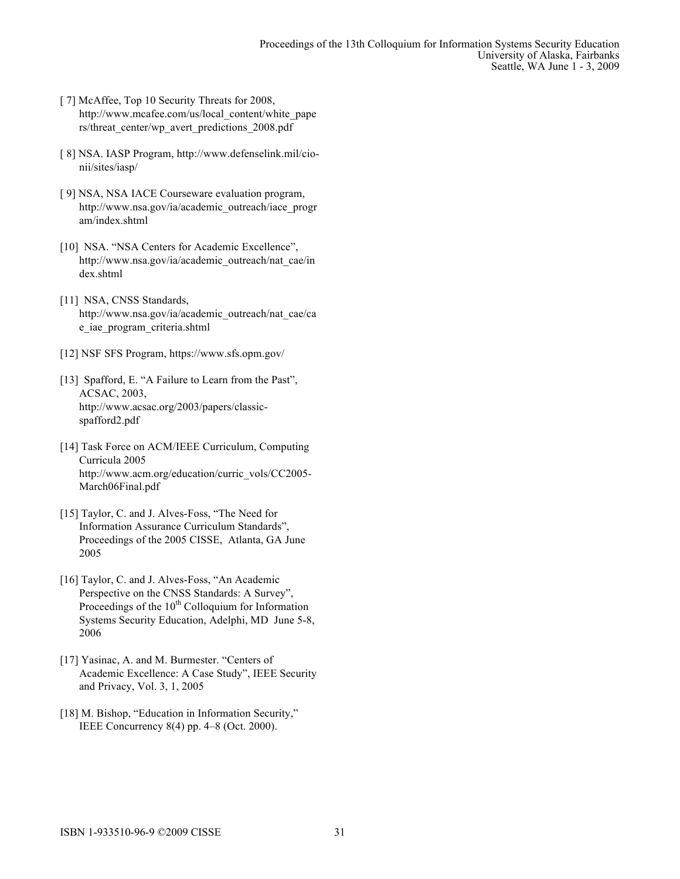[ 7] McAffee, Top 10 Security Threats for 2008, http://www.mcafee.com/us/local_content/white_papers/threat_center/wp_avert_predictions_2008.pdf

[ 8] NSA. IASP Program, http://www.defenselink.mil/cio-nii/sites/iasp/

[ 9] NSA, NSA IACE Courseware evaluation program, http://www.nsa.gov/ia/academic_outreach/iace_program/index.shtml

[10] NSA. "NSA Centers for Academic Excellence", http://www.nsa.gov/ia/academic_outreach/nat_cae/index.shtml

[11] NSA, CNSS Standards, http://www.nsa.gov/ia/academic_outreach/nat_cae/cae_iae_program_criteria.shtml

[12] NSF SFS Program, https://www.sfs.opm.gov/

[13] Spafford, E. "A Failure to Learn from the Past", ACSAC, 2003, http://www.acsac.org/2003/papers/classic-spafford2.pdf

[14] Task Force on ACM/IEEE Curriculum, Computing Curricula 2005 http://www.acm.org/education/curric_vols/CC2005-March06Final.pdf

[15] Taylor, C. and J. Alves-Foss, "The Need for Information Assurance Curriculum Standards", Proceedings of the 2005 CISSE, Atlanta, GA June 2005

[16] Taylor, C. and J. Alves-Foss, "An Academic Perspective on the CNSS Standards: A Survey", Proceedings of the 10th Colloquium for Information Systems Security Education, Adelphi, MD June 5-8, 2006

[17] Yasinac, A. and M. Burmester. "Centers of Academic Excellence: A Case Study", IEEE Security and Privacy, Vol. 3, 1, 2005

[18] M. Bishop, "Education in Information Security," IEEE Concurrency 8(4) pp. 4–8 (Oct. 2000).